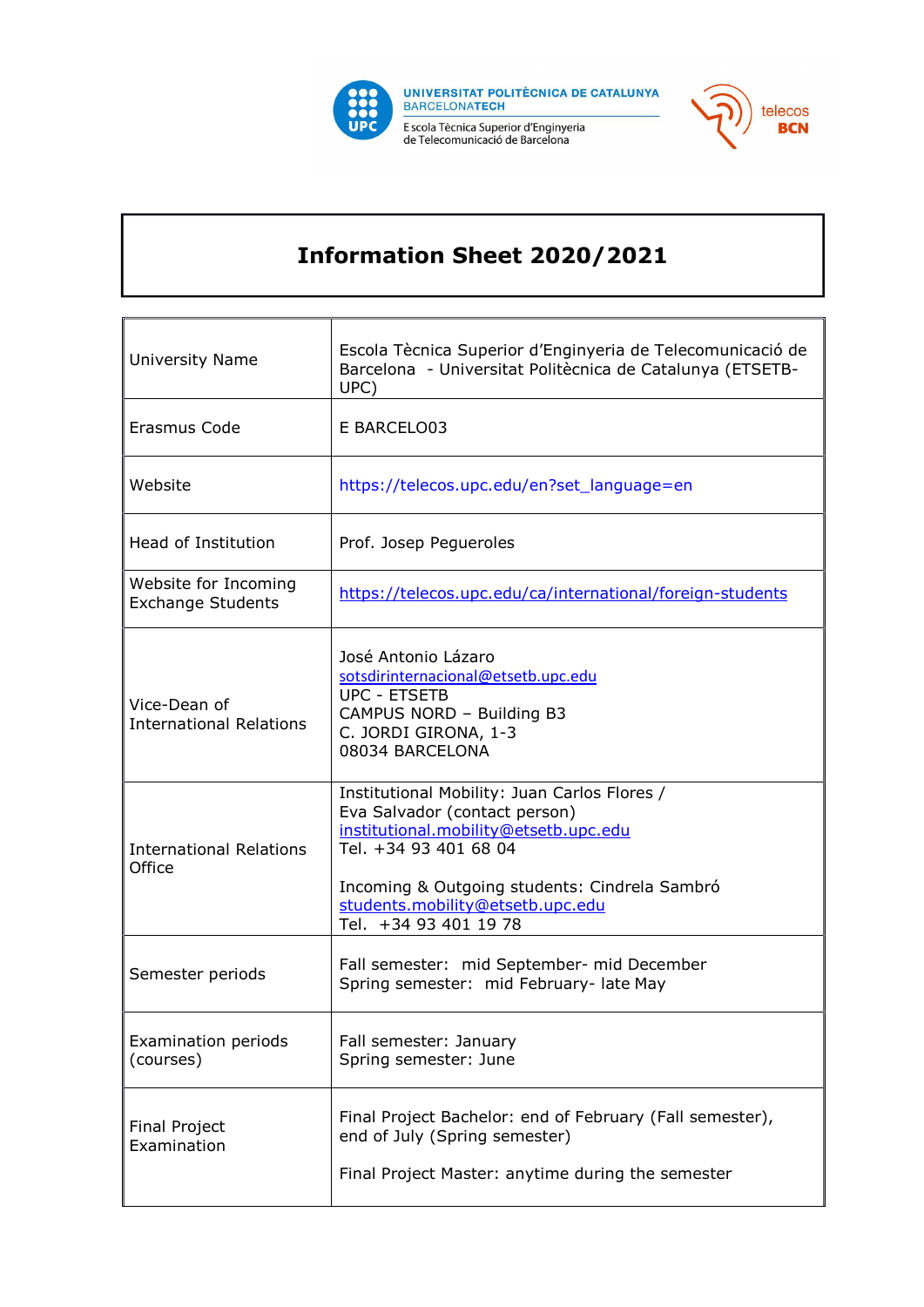UNIVERSITAT POLITÈCNICA DE CATALUNYA
BARCELONATECH
Escola Tècnica Superior d'Enginyeria de Telecomunicació de Barcelona

telecos BCN

# Information Sheet 2020/2021

| | |
|---|---|
| University Name | Escola Tècnica Superior d'Enginyeria de Telecomunicació de Barcelona - Universitat Politècnica de Catalunya (ETSETB-UPC) |
| Erasmus Code | E BARCELO03 |
| Website | https://telecos.upc.edu/en?set_language=en |
| Head of Institution | Prof. Josep Pegueroles |
| Website for Incoming Exchange Students | https://telecos.upc.edu/ca/international/foreign-students |
| Vice-Dean of International Relations | José Antonio Lázaro<br>sotsdirinternacional@etsetb.upc.edu<br>UPC - ETSETB<br>CAMPUS NORD – Building B3<br>C. JORDI GIRONA, 1-3<br>08034 BARCELONA |
| International Relations Office | Institutional Mobility: Juan Carlos Flores / Eva Salvador (contact person)<br>institutional.mobility@etsetb.upc.edu<br>Tel. +34 93 401 68 04<br><br>Incoming & Outgoing students: Cindrela Sambró<br>students.mobility@etsetb.upc.edu<br>Tel. +34 93 401 19 78 |
| Semester periods | Fall semester: mid September- mid December<br>Spring semester: mid February- late May |
| Examination periods (courses) | Fall semester: January<br>Spring semester: June |
| Final Project Examination | Final Project Bachelor: end of February (Fall semester), end of July (Spring semester)<br><br>Final Project Master: anytime during the semester |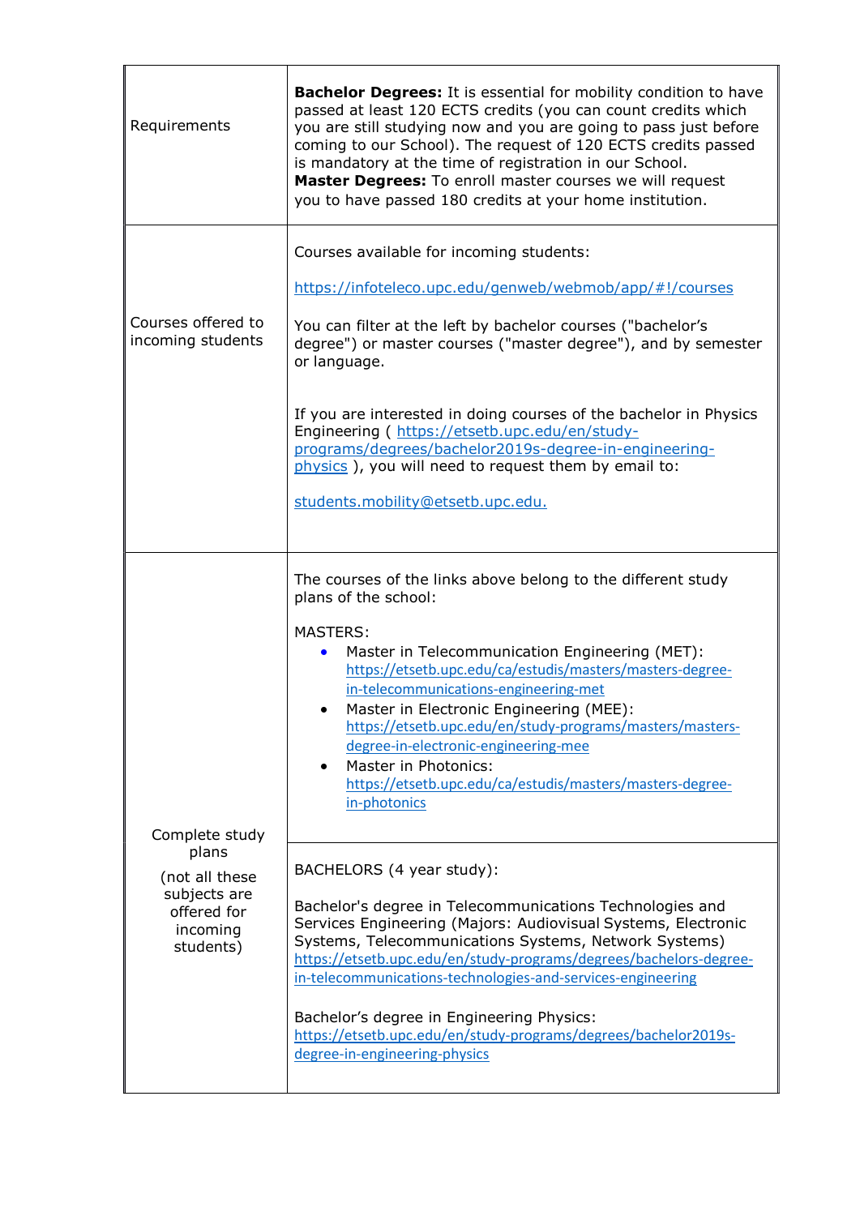| | |
|---|---|
| Requirements | **Bachelor Degrees:** It is essential for mobility condition to have passed at least 120 ECTS credits (you can count credits which you are still studying now and you are going to pass just before coming to our School). The request of 120 ECTS credits passed is mandatory at the time of registration in our School.<br>**Master Degrees:** To enroll master courses we will request you to have passed 180 credits at your home institution. |
| Courses offered to incoming students | Courses available for incoming students:<br><br>https://infoteleco.upc.edu/genweb/webmob/app/#!/courses<br><br>You can filter at the left by bachelor courses ("bachelor's degree") or master courses ("master degree"), and by semester or language.<br><br>If you are interested in doing courses of the bachelor in Physics Engineering ( https://etsetb.upc.edu/en/study-programs/degrees/bachelor2019s-degree-in-engineering-physics ), you will need to request them by email to:<br><br>students.mobility@etsetb.upc.edu. |
| Complete study plans<br><br>(not all these subjects are offered for incoming students) | The courses of the links above belong to the different study plans of the school:<br><br>MASTERS:<br>• Master in Telecommunication Engineering (MET): https://etsetb.upc.edu/ca/estudis/masters/masters-degree-in-telecommunications-engineering-met<br>• Master in Electronic Engineering (MEE): https://etsetb.upc.edu/en/study-programs/masters/masters-degree-in-electronic-engineering-mee<br>• Master in Photonics: https://etsetb.upc.edu/ca/estudis/masters/masters-degree-in-photonics |
| | BACHELORS (4 year study):<br><br>Bachelor's degree in Telecommunications Technologies and Services Engineering (Majors: Audiovisual Systems, Electronic Systems, Telecommunications Systems, Network Systems)<br>https://etsetb.upc.edu/en/study-programs/degrees/bachelors-degree-in-telecommunications-technologies-and-services-engineering<br><br>Bachelor's degree in Engineering Physics:<br>https://etsetb.upc.edu/en/study-programs/degrees/bachelor2019s-degree-in-engineering-physics |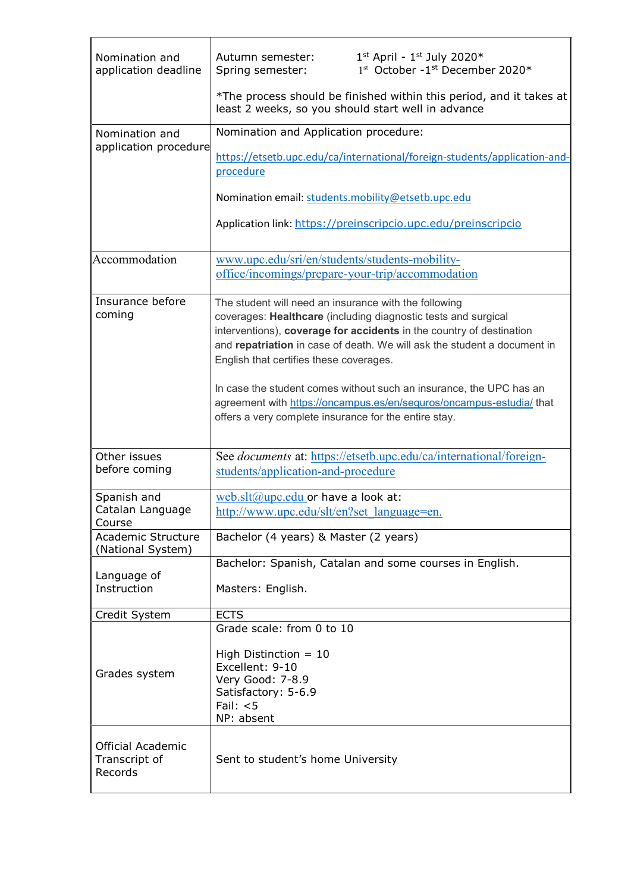| | |
|---|---|
| Nomination and application deadline | Autumn semester: 1st April - 1st July 2020*<br>Spring semester: 1st October -1st December 2020*<br><br>*The process should be finished within this period, and it takes at least 2 weeks, so you should start well in advance |
| Nomination and application procedure | Nomination and Application procedure:<br><br>https://etsetb.upc.edu/ca/international/foreign-students/application-and-procedure<br><br>Nomination email: students.mobility@etsetb.upc.edu<br><br>Application link: https://preinscripcio.upc.edu/preinscripcio |
| Accommodation | www.upc.edu/sri/en/students/students-mobility-office/incomings/prepare-your-trip/accommodation |
| Insurance before coming | The student will need an insurance with the following coverages: **Healthcare** (including diagnostic tests and surgical interventions), **coverage for accidents** in the country of destination and **repatriation** in case of death. We will ask the student a document in English that certifies these coverages.<br><br>In case the student comes without such an insurance, the UPC has an agreement with https://oncampus.es/en/seguros/oncampus-estudia/ that offers a very complete insurance for the entire stay. |
| Other issues before coming | See *documents* at: https://etsetb.upc.edu/ca/international/foreign-students/application-and-procedure |
| Spanish and Catalan Language Course | web.slt@upc.edu or have a look at: http://www.upc.edu/slt/en?set_language=en. |
| Academic Structure (National System) | Bachelor (4 years) & Master (2 years) |
| Language of Instruction | Bachelor: Spanish, Catalan and some courses in English.<br><br>Masters: English. |
| Credit System | ECTS |
| Grades system | Grade scale: from 0 to 10<br><br>High Distinction = 10<br>Excellent: 9-10<br>Very Good: 7-8.9<br>Satisfactory: 5-6.9<br>Fail: <5<br>NP: absent |
| Official Academic Transcript of Records | Sent to student's home University |